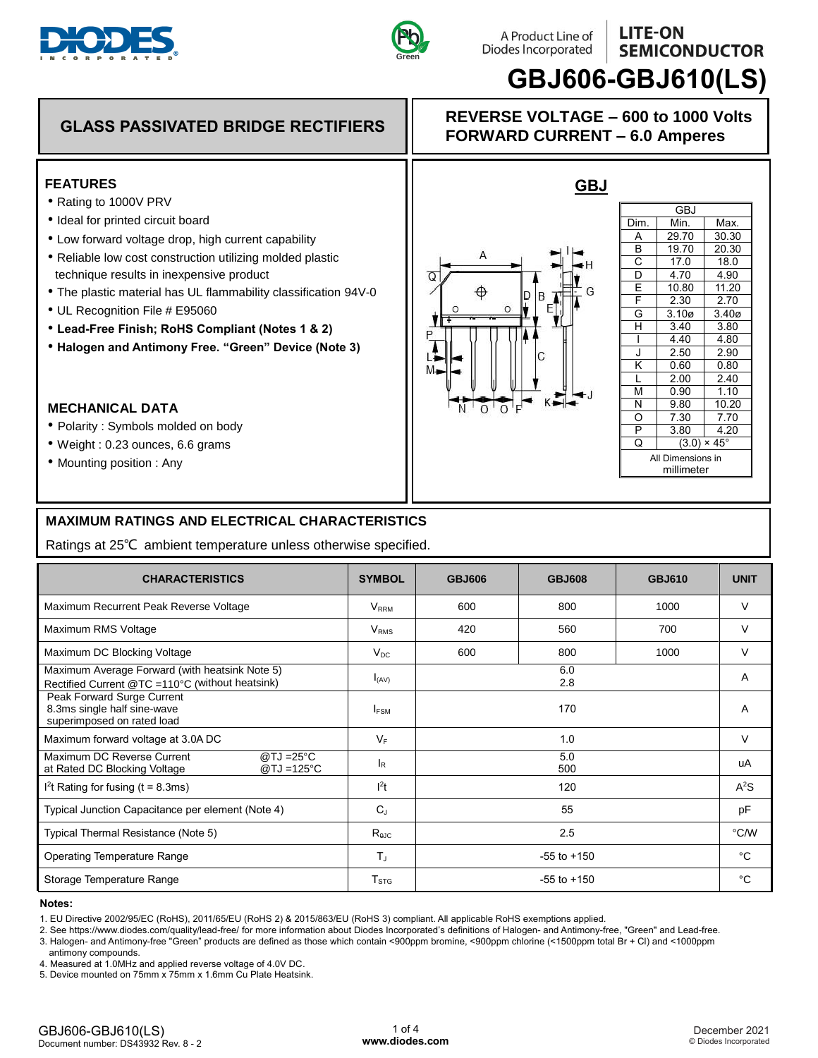# GBJ606-GBJ610(LS)

A Product Line of Diodes Incorporated

LITE-ON SEMICONDUCTOR

## GLASS PASSIVATED BRIDGE RECTIFIERS

**REVERSE VOLTAGE – 600 to 1000 Volts**
**FORWARD CURRENT – 6.0 Amperes**

### FEATURES

- Rating to 1000V PRV
- Ideal for printed circuit board
- Low forward voltage drop, high current capability
- Reliable low cost construction utilizing molded plastic technique results in inexpensive product
- The plastic material has UL flammability classification 94V-0
- UL Recognition File # E95060
- **Lead-Free Finish; RoHS Compliant (Notes 1 & 2)**
- **Halogen and Antimony Free. “Green” Device (Note 3)**

### MECHANICAL DATA

- Polarity : Symbols molded on body
- Weight : 0.23 ounces, 6.6 grams
- Mounting position : Any

### GBJ

| Dim. | Min. | Max. |
|---|---|---|
| A | 29.70 | 30.30 |
| B | 19.70 | 20.30 |
| C | 17.0 | 18.0 |
| D | 4.70 | 4.90 |
| E | 10.80 | 11.20 |
| F | 2.30 | 2.70 |
| G | 3.10ø | 3.40ø |
| H | 3.40 | 3.80 |
| I | 4.40 | 4.80 |
| J | 2.50 | 2.90 |
| K | 0.60 | 0.80 |
| L | 2.00 | 2.40 |
| M | 0.90 | 1.10 |
| N | 9.80 | 10.20 |
| O | 7.30 | 7.70 |
| P | 3.80 | 4.20 |
| Q | (3.0) × 45° | |

All Dimensions in millimeter

## MAXIMUM RATINGS AND ELECTRICAL CHARACTERISTICS

Ratings at 25℃ ambient temperature unless otherwise specified.

| CHARACTERISTICS | SYMBOL | GBJ606 | GBJ608 | GBJ610 | UNIT |
|---|---|---|---|---|---|
| Maximum Recurrent Peak Reverse Voltage | $V_{RRM}$ | 600 | 800 | 1000 | V |
| Maximum RMS Voltage | $V_{RMS}$ | 420 | 560 | 700 | V |
| Maximum DC Blocking Voltage | $V_{DC}$ | 600 | 800 | 1000 | V |
| Maximum Average Forward (with heatsink Note 5) Rectified Current @TC =110°C (without heatsink) | $I_{(AV)}$ | | 6.0<br>2.8 | | A |
| Peak Forward Surge Current 8.3ms single half sine-wave superimposed on rated load | $I_{FSM}$ | | 170 | | A |
| Maximum forward voltage at 3.0A DC | $V_F$ | | 1.0 | | V |
| Maximum DC Reverse Current at Rated DC Blocking Voltage @TJ =25°C / @TJ =125°C | $I_R$ | | 5.0<br>500 | | uA |
| $I^2t$ Rating for fusing (t = 8.3ms) | $I^2t$ | | 120 | | $A^2S$ |
| Typical Junction Capacitance per element (Note 4) | $C_J$ | | 55 | | pF |
| Typical Thermal Resistance (Note 5) | $R_{\theta JC}$ | | 2.5 | | °C/W |
| Operating Temperature Range | $T_J$ | | -55 to +150 | | °C |
| Storage Temperature Range | $T_{STG}$ | | -55 to +150 | | °C |

**Notes:**

1. EU Directive 2002/95/EC (RoHS), 2011/65/EU (RoHS 2) & 2015/863/EU (RoHS 3) compliant. All applicable RoHS exemptions applied.
2. See https://www.diodes.com/quality/lead-free/ for more information about Diodes Incorporated’s definitions of Halogen- and Antimony-free, "Green" and Lead-free.
3. Halogen- and Antimony-free "Green" products are defined as those which contain <900ppm bromine, <900ppm chlorine (<1500ppm total Br + Cl) and <1000ppm antimony compounds.
4. Measured at 1.0MHz and applied reverse voltage of 4.0V DC.
5. Device mounted on 75mm x 75mm x 1.6mm Cu Plate Heatsink.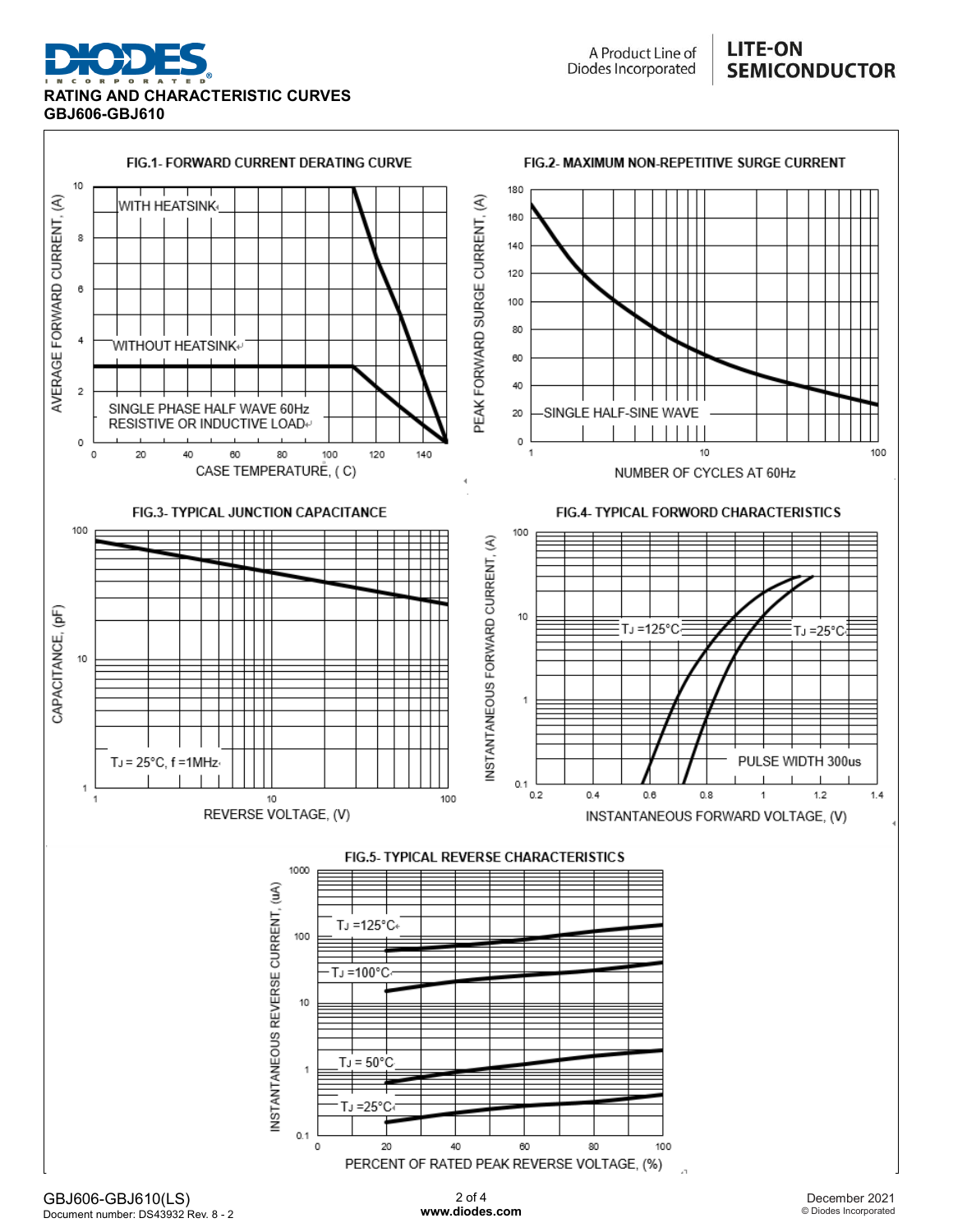## RATING AND CHARACTERISTIC CURVES
## GBJ606-GBJ610

**FIG.1- FORWARD CURRENT DERATING CURVE**

AVERAGE FORWARD CURRENT, (A)

WITH HEATSINK

WITHOUT HEATSINK

SINGLE PHASE HALF WAVE 60Hz
RESISTIVE OR INDUCTIVE LOAD

CASE TEMPERATURE, ( C)

**FIG.2- MAXIMUM NON-REPETITIVE SURGE CURRENT**

PEAK FORWARD SURGE CURRENT, (A)

SINGLE HALF-SINE WAVE

NUMBER OF CYCLES AT 60Hz

**FIG.3- TYPICAL JUNCTION CAPACITANCE**

CAPACITANCE, (pF)

$T_J$ = 25°C, f =1MHz

REVERSE VOLTAGE, (V)

**FIG.4- TYPICAL FORWORD CHARACTERISTICS**

INSTANTANEOUS FORWARD CURRENT, (A)

$T_J$ =125°C

$T_J$ =25°C

PULSE WIDTH 300us

INSTANTANEOUS FORWARD VOLTAGE, (V)

**FIG.5- TYPICAL REVERSE CHARACTERISTICS**

INSTANTANEOUS REVERSE CURRENT, (uA)

$T_J$ =125°C

$T_J$ =100°C

$T_J$ = 50°C

$T_J$ =25°C

PERCENT OF RATED PEAK REVERSE VOLTAGE, (%)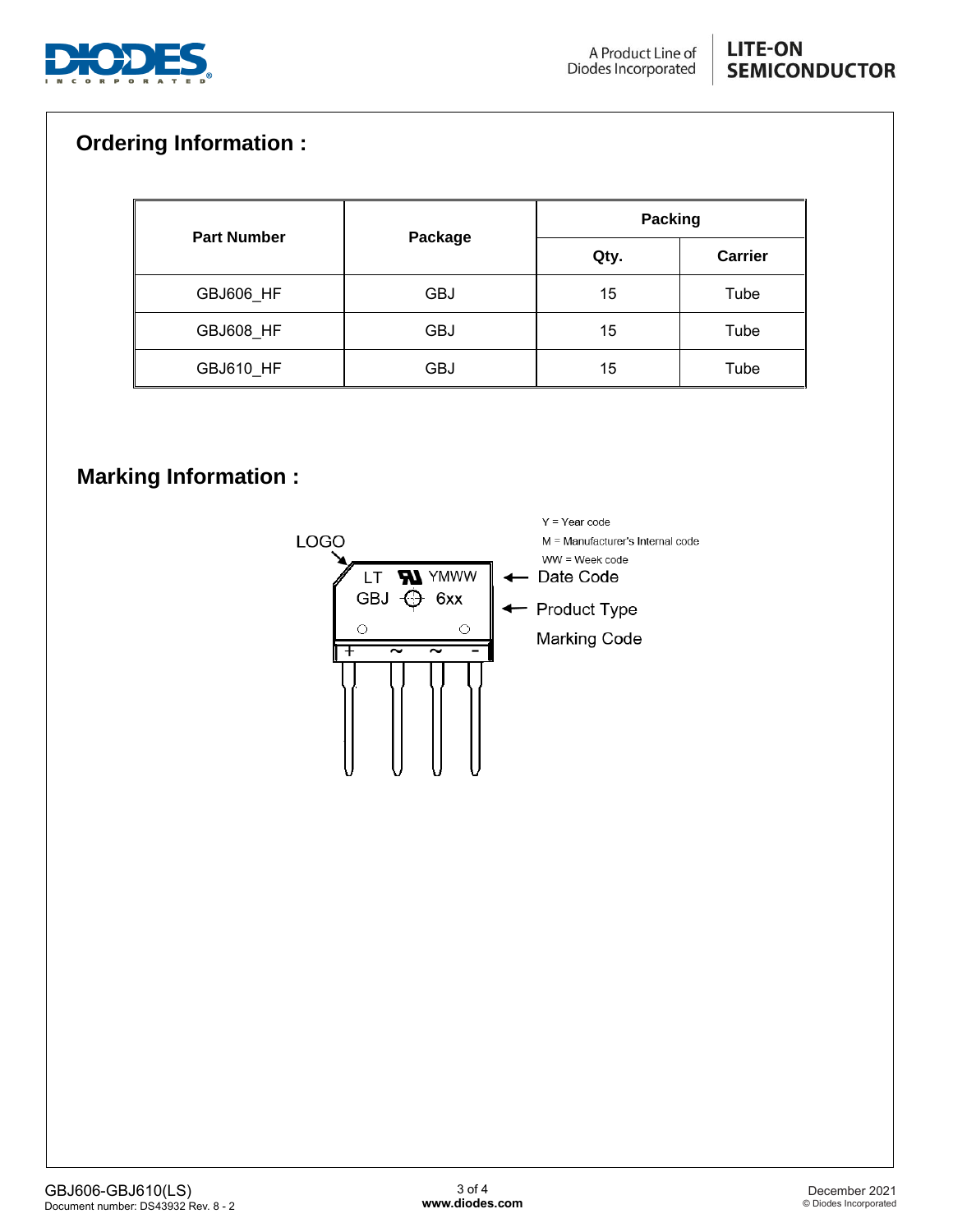## Ordering Information :

| Part Number | Package | Packing | |
|---|---|---|---|
| | | Qty. | Carrier |
| GBJ606_HF | GBJ | 15 | Tube |
| GBJ608_HF | GBJ | 15 | Tube |
| GBJ610_HF | GBJ | 15 | Tube |

## Marking Information :

LOGO

LT YMWW

GBJ 6xx

Y = Year code

M = Manufacturer's Internal code

WW = Week code

Date Code

Product Type Marking Code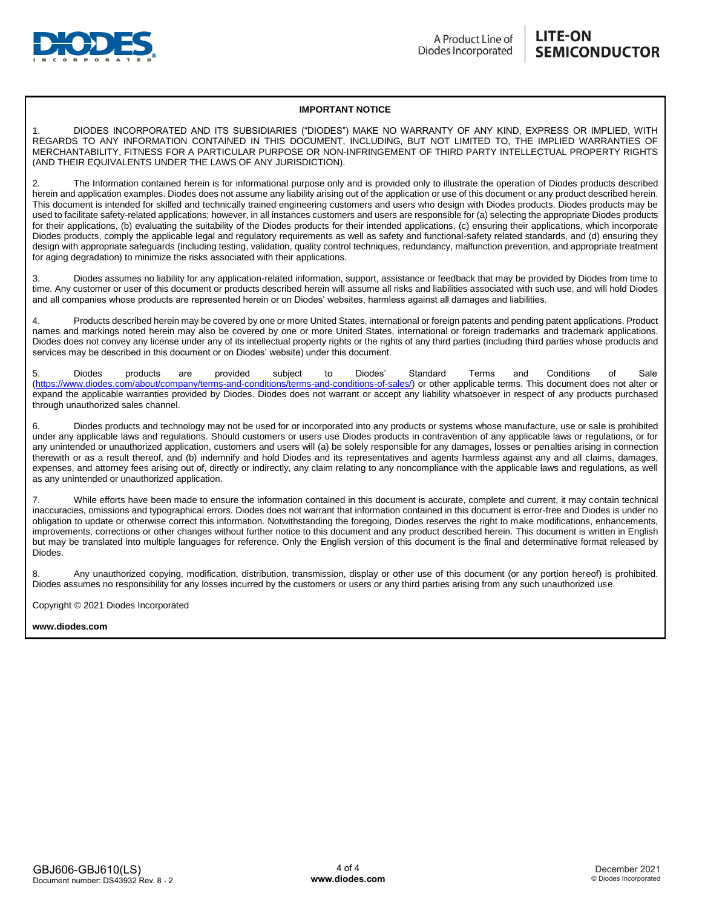## IMPORTANT NOTICE

1. DIODES INCORPORATED AND ITS SUBSIDIARIES ("DIODES") MAKE NO WARRANTY OF ANY KIND, EXPRESS OR IMPLIED, WITH REGARDS TO ANY INFORMATION CONTAINED IN THIS DOCUMENT, INCLUDING, BUT NOT LIMITED TO, THE IMPLIED WARRANTIES OF MERCHANTABILITY, FITNESS FOR A PARTICULAR PURPOSE OR NON-INFRINGEMENT OF THIRD PARTY INTELLECTUAL PROPERTY RIGHTS (AND THEIR EQUIVALENTS UNDER THE LAWS OF ANY JURISDICTION).

2. The Information contained herein is for informational purpose only and is provided only to illustrate the operation of Diodes products described herein and application examples. Diodes does not assume any liability arising out of the application or use of this document or any product described herein. This document is intended for skilled and technically trained engineering customers and users who design with Diodes products. Diodes products may be used to facilitate safety-related applications; however, in all instances customers and users are responsible for (a) selecting the appropriate Diodes products for their applications, (b) evaluating the suitability of the Diodes products for their intended applications, (c) ensuring their applications, which incorporate Diodes products, comply the applicable legal and regulatory requirements as well as safety and functional-safety related standards, and (d) ensuring they design with appropriate safeguards (including testing, validation, quality control techniques, redundancy, malfunction prevention, and appropriate treatment for aging degradation) to minimize the risks associated with their applications.

3. Diodes assumes no liability for any application-related information, support, assistance or feedback that may be provided by Diodes from time to time. Any customer or user of this document or products described herein will assume all risks and liabilities associated with such use, and will hold Diodes and all companies whose products are represented herein or on Diodes' websites, harmless against all damages and liabilities.

4. Products described herein may be covered by one or more United States, international or foreign patents and pending patent applications. Product names and markings noted herein may also be covered by one or more United States, international or foreign trademarks and trademark applications. Diodes does not convey any license under any of its intellectual property rights or the rights of any third parties (including third parties whose products and services may be described in this document or on Diodes' website) under this document.

5. Diodes products are provided subject to Diodes' Standard Terms and Conditions of Sale (https://www.diodes.com/about/company/terms-and-conditions/terms-and-conditions-of-sales/) or other applicable terms. This document does not alter or expand the applicable warranties provided by Diodes. Diodes does not warrant or accept any liability whatsoever in respect of any products purchased through unauthorized sales channel.

6. Diodes products and technology may not be used for or incorporated into any products or systems whose manufacture, use or sale is prohibited under any applicable laws and regulations. Should customers or users use Diodes products in contravention of any applicable laws or regulations, or for any unintended or unauthorized application, customers and users will (a) be solely responsible for any damages, losses or penalties arising in connection therewith or as a result thereof, and (b) indemnify and hold Diodes and its representatives and agents harmless against any and all claims, damages, expenses, and attorney fees arising out of, directly or indirectly, any claim relating to any noncompliance with the applicable laws and regulations, as well as any unintended or unauthorized application.

7. While efforts have been made to ensure the information contained in this document is accurate, complete and current, it may contain technical inaccuracies, omissions and typographical errors. Diodes does not warrant that information contained in this document is error-free and Diodes is under no obligation to update or otherwise correct this information. Notwithstanding the foregoing, Diodes reserves the right to make modifications, enhancements, improvements, corrections or other changes without further notice to this document and any product described herein. This document is written in English but may be translated into multiple languages for reference. Only the English version of this document is the final and determinative format released by Diodes.

8. Any unauthorized copying, modification, distribution, transmission, display or other use of this document (or any portion hereof) is prohibited. Diodes assumes no responsibility for any losses incurred by the customers or users or any third parties arising from any such unauthorized use.

Copyright © 2021 Diodes Incorporated

**www.diodes.com**